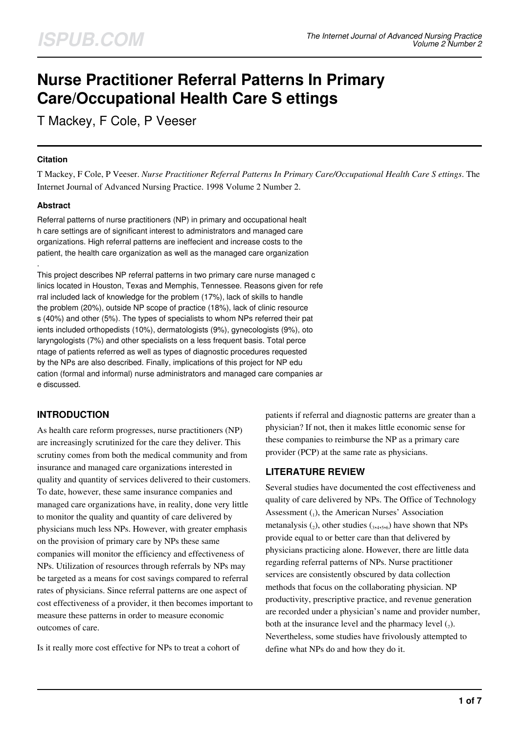# Nurse Practitioner Referral Patterns In Primary Care/Occupational Health Care S ettings

T Mackey, F Cole, P Veeser

### Citation

T Mackey, F Cole, P Veeser. *Nurse Practitioner Referral Patterns In Primary Care/Occupational Health Care S ettings*. The Internet Journal of Advanced Nursing Practice. 1998 Volume 2 Number 2.

### Abstract

Referral patterns of nurse practitioners (NP) in primary and occupational health care settings are of significant interest to administrators and managed care organizations. High referral patterns are ineffecient and increase costs to the patient, the health care organization as well as the managed care organization.

This project describes NP referral patterns in two primary care nurse managed clinics located in Houston, Texas and Memphis, Tennessee. Reasons given for referral included lack of knowledge for the problem (17%), lack of skills to handle the problem (20%), outside NP scope of practice (18%), lack of clinic resources (40%) and other (5%). The types of specialists to whom NPs referred their patients included orthopedists (10%), dermatologists (9%), gynecologists (9%), otolaryngologists (7%) and other specialists on a less frequent basis. Total percentage of patients referred as well as types of diagnostic procedures requested by the NPs are also described. Finally, implications of this project for NP education (formal and informal) nurse administrators and managed care companies are discussed.

## INTRODUCTION

As health care reform progresses, nurse practitioners (NP) are increasingly scrutinized for the care they deliver. This scrutiny comes from both the medical community and from insurance and managed care organizations interested in quality and quantity of services delivered to their customers. To date, however, these same insurance companies and managed care organizations have, in reality, done very little to monitor the quality and quantity of care delivered by physicians much less NPs. However, with greater emphasis on the provision of primary care by NPs these same companies will monitor the efficiency and effectiveness of NPs. Utilization of resources through referrals by NPs may be targeted as a means for cost savings compared to referral rates of physicians. Since referral patterns are one aspect of cost effectiveness of a provider, it then becomes important to measure these patterns in order to measure economic outcomes of care.

Is it really more cost effective for NPs to treat a cohort of patients if referral and diagnostic patterns are greater than a physician? If not, then it makes little economic sense for these companies to reimburse the NP as a primary care provider (PCP) at the same rate as physicians.

## LITERATURE REVIEW

Several studies have documented the cost effectiveness and quality of care delivered by NPs. The Office of Technology Assessment (1), the American Nurses' Association metanalysis (2), other studies (3,4,5,6) have shown that NPs provide equal to or better care than that delivered by physicians practicing alone. However, there are little data regarding referral patterns of NPs. Nurse practitioner services are consistently obscured by data collection methods that focus on the collaborating physician. NP productivity, prescriptive practice, and revenue generation are recorded under a physician's name and provider number, both at the insurance level and the pharmacy level (7). Nevertheless, some studies have frivolously attempted to define what NPs do and how they do it.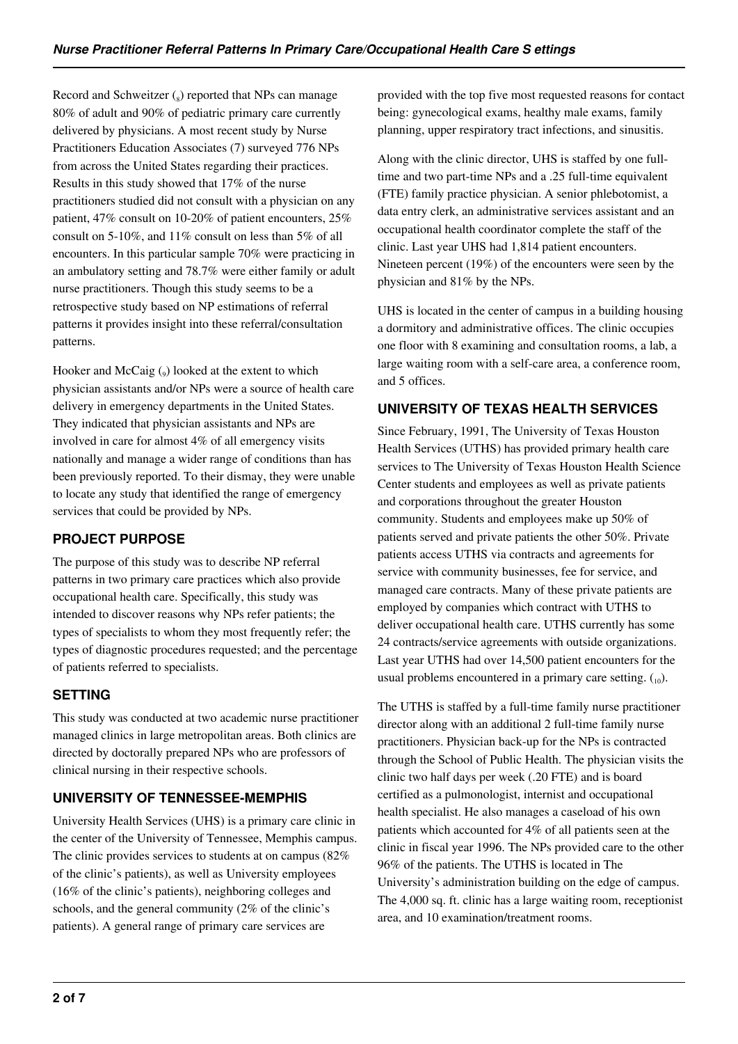Record and Schweitzer [8] reported that NPs can manage 80% of adult and 90% of pediatric primary care currently delivered by physicians. A most recent study by Nurse Practitioners Education Associates (7) surveyed 776 NPs from across the United States regarding their practices. Results in this study showed that 17% of the nurse practitioners studied did not consult with a physician on any patient, 47% consult on 10-20% of patient encounters, 25% consult on 5-10%, and 11% consult on less than 5% of all encounters. In this particular sample 70% were practicing in an ambulatory setting and 78.7% were either family or adult nurse practitioners. Though this study seems to be a retrospective study based on NP estimations of referral patterns it provides insight into these referral/consultation patterns.

Hooker and McCaig [9] looked at the extent to which physician assistants and/or NPs were a source of health care delivery in emergency departments in the United States. They indicated that physician assistants and NPs are involved in care for almost 4% of all emergency visits nationally and manage a wider range of conditions than has been previously reported. To their dismay, they were unable to locate any study that identified the range of emergency services that could be provided by NPs.

## PROJECT PURPOSE

The purpose of this study was to describe NP referral patterns in two primary care practices which also provide occupational health care. Specifically, this study was intended to discover reasons why NPs refer patients; the types of specialists to whom they most frequently refer; the types of diagnostic procedures requested; and the percentage of patients referred to specialists.

## SETTING

This study was conducted at two academic nurse practitioner managed clinics in large metropolitan areas. Both clinics are directed by doctorally prepared NPs who are professors of clinical nursing in their respective schools.

## UNIVERSITY OF TENNESSEE-MEMPHIS

University Health Services (UHS) is a primary care clinic in the center of the University of Tennessee, Memphis campus. The clinic provides services to students at on campus (82% of the clinic's patients), as well as University employees (16% of the clinic's patients), neighboring colleges and schools, and the general community (2% of the clinic's patients). A general range of primary care services are provided with the top five most requested reasons for contact being: gynecological exams, healthy male exams, family planning, upper respiratory tract infections, and sinusitis.

Along with the clinic director, UHS is staffed by one full-time and two part-time NPs and a .25 full-time equivalent (FTE) family practice physician. A senior phlebotomist, a data entry clerk, an administrative services assistant and an occupational health coordinator complete the staff of the clinic. Last year UHS had 1,814 patient encounters. Nineteen percent (19%) of the encounters were seen by the physician and 81% by the NPs.

UHS is located in the center of campus in a building housing a dormitory and administrative offices. The clinic occupies one floor with 8 examining and consultation rooms, a lab, a large waiting room with a self-care area, a conference room, and 5 offices.

## UNIVERSITY OF TEXAS HEALTH SERVICES

Since February, 1991, The University of Texas Houston Health Services (UTHS) has provided primary health care services to The University of Texas Houston Health Science Center students and employees as well as private patients and corporations throughout the greater Houston community. Students and employees make up 50% of patients served and private patients the other 50%. Private patients access UTHS via contracts and agreements for service with community businesses, fee for service, and managed care contracts. Many of these private patients are employed by companies which contract with UTHS to deliver occupational health care. UTHS currently has some 24 contracts/service agreements with outside organizations. Last year UTHS had over 14,500 patient encounters for the usual problems encountered in a primary care setting. [10].

The UTHS is staffed by a full-time family nurse practitioner director along with an additional 2 full-time family nurse practitioners. Physician back-up for the NPs is contracted through the School of Public Health. The physician visits the clinic two half days per week (.20 FTE) and is board certified as a pulmonologist, internist and occupational health specialist. He also manages a caseload of his own patients which accounted for 4% of all patients seen at the clinic in fiscal year 1996. The NPs provided care to the other 96% of the patients. The UTHS is located in The University's administration building on the edge of campus. The 4,000 sq. ft. clinic has a large waiting room, receptionist area, and 10 examination/treatment rooms.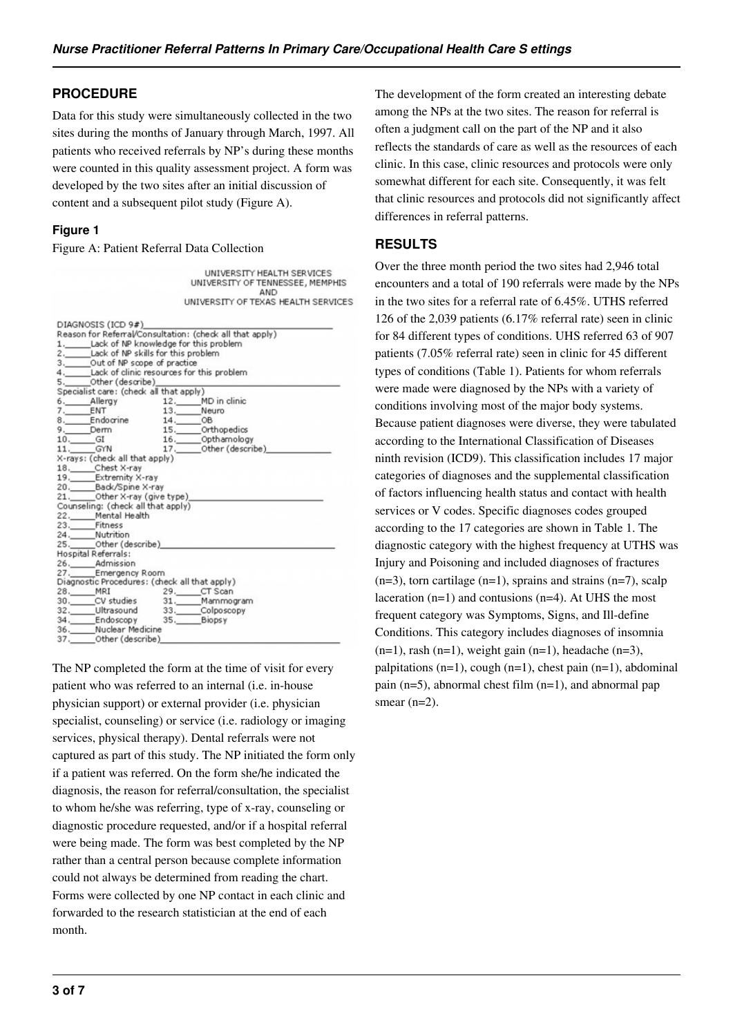## PROCEDURE

Data for this study were simultaneously collected in the two sites during the months of January through March, 1997. All patients who received referrals by NP's during these months were counted in this quality assessment project. A form was developed by the two sites after an initial discussion of content and a subsequent pilot study (Figure A).

### Figure 1

Figure A: Patient Referral Data Collection

UNIVERSITY HEALTH SERVICES
UNIVERSITY OF TENNESSEE, MEMPHIS
AND
UNIVERSITY OF TEXAS HEALTH SERVICES

DIAGNOSIS (ICD 9#)______________________________

Reason for Referral/Consultation: (check all that apply)

1.\_\_\_\_\_Lack of NP knowledge for this problem
2.\_\_\_\_\_Lack of NP skills for this problem
3.\_\_\_\_\_Out of NP scope of practice
4.\_\_\_\_\_Lack of clinic resources for this problem
5.\_\_\_\_\_Other (describe)______________________________

Specialist care: (check all that apply)

6.\_\_\_\_\_Allergy　　12.\_\_\_\_\_MD in clinic
7.\_\_\_\_\_ENT　　13.\_\_\_\_\_Neuro
8.\_\_\_\_\_Endocrine　　14.\_\_\_\_\_OB
9.\_\_\_\_\_Derm　　15.\_\_\_\_\_Orthopedics
10.\_\_\_\_\_GI　　16.\_\_\_\_\_Opthamology
11.\_\_\_\_\_GYN　　17.\_\_\_\_\_Other (describe)____________

X-rays: (check all that apply)

18.\_\_\_\_\_Chest X-ray
19.\_\_\_\_\_Extremity X-ray
20.\_\_\_\_\_Back/Spine X-ray
21.\_\_\_\_\_Other X-ray (give type)______________________

Counseling: (check all that apply)

22.\_\_\_\_\_Mental Health
23.\_\_\_\_\_Fitness
24.\_\_\_\_\_Nutrition
25.\_\_\_\_\_Other (describe)______________________________

Hospital Referrals:

26.\_\_\_\_\_Admission
27.\_\_\_\_\_Emergency Room

Diagnostic Procedures: (check all that apply)

28.\_\_\_\_\_MRI　　29.\_\_\_\_\_CT Scan
30.\_\_\_\_\_CV studies　　31.\_\_\_\_\_Mammogram
32.\_\_\_\_\_Ultrasound　　33.\_\_\_\_\_Colposcopy
34.\_\_\_\_\_Endoscopy　　35.\_\_\_\_\_Biopsy
36.\_\_\_\_\_Nuclear Medicine
37.\_\_\_\_\_Other (describe)______________________________

The NP completed the form at the time of visit for every patient who was referred to an internal (i.e. in-house physician support) or external provider (i.e. physician specialist, counseling) or service (i.e. radiology or imaging services, physical therapy). Dental referrals were not captured as part of this study. The NP initiated the form only if a patient was referred. On the form she/he indicated the diagnosis, the reason for referral/consultation, the specialist to whom he/she was referring, type of x-ray, counseling or diagnostic procedure requested, and/or if a hospital referral were being made. The form was best completed by the NP rather than a central person because complete information could not always be determined from reading the chart. Forms were collected by one NP contact in each clinic and forwarded to the research statistician at the end of each month.

The development of the form created an interesting debate among the NPs at the two sites. The reason for referral is often a judgment call on the part of the NP and it also reflects the standards of care as well as the resources of each clinic. In this case, clinic resources and protocols were only somewhat different for each site. Consequently, it was felt that clinic resources and protocols did not significantly affect differences in referral patterns.

## RESULTS

Over the three month period the two sites had 2,946 total encounters and a total of 190 referrals were made by the NPs in the two sites for a referral rate of 6.45%. UTHS referred 126 of the 2,039 patients (6.17% referral rate) seen in clinic for 84 different types of conditions. UHS referred 63 of 907 patients (7.05% referral rate) seen in clinic for 45 different types of conditions (Table 1). Patients for whom referrals were made were diagnosed by the NPs with a variety of conditions involving most of the major body systems. Because patient diagnoses were diverse, they were tabulated according to the International Classification of Diseases ninth revision (ICD9). This classification includes 17 major categories of diagnoses and the supplemental classification of factors influencing health status and contact with health services or V codes. Specific diagnoses codes grouped according to the 17 categories are shown in Table 1. The diagnostic category with the highest frequency at UTHS was Injury and Poisoning and included diagnoses of fractures (n=3), torn cartilage (n=1), sprains and strains (n=7), scalp laceration (n=1) and contusions (n=4). At UHS the most frequent category was Symptoms, Signs, and Ill-define Conditions. This category includes diagnoses of insomnia (n=1), rash (n=1), weight gain (n=1), headache (n=3), palpitations (n=1), cough (n=1), chest pain (n=1), abdominal pain (n=5), abnormal chest film (n=1), and abnormal pap smear (n=2).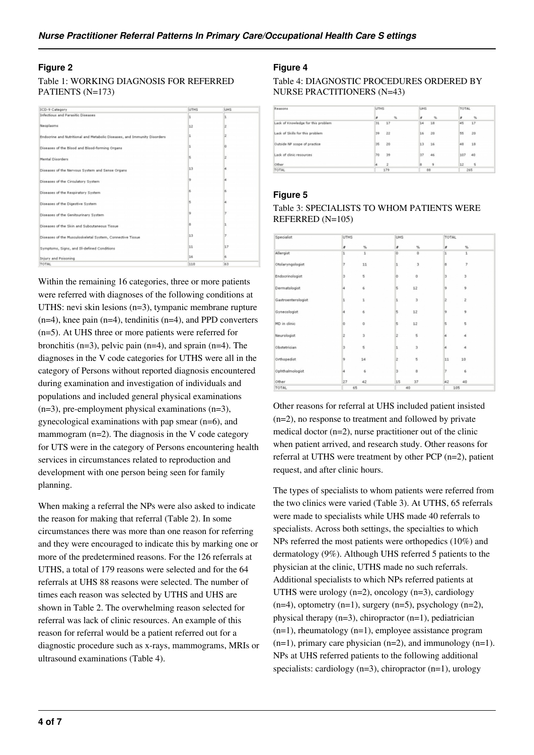### Figure 2

Table 1: WORKING DIAGNOSIS FOR REFERRED PATIENTS (N=173)

| ICD-9 Category | UTHS | UHS |
|---|---|---|
| Infectious and Parasitic Diseases | 1 | 1 |
| Neoplasms | 12 | 2 |
| Endocrine and Nutritional and Metabolic Diseases, and Immunity Disorders | 1 | 2 |
| Diseases of the Blood and Blood-forming Organs | 1 | 0 |
| Mental Disorders | 5 | 2 |
| Diseases of the Nervous System and Sense Organs | 13 | 4 |
| Diseases of the Circulatory System | 9 | 4 |
| Diseases of the Respiratory System | 6 | 6 |
| Diseases of the Digestive System | 5 | 4 |
| Diseases of the Genitourinary System | 9 | 7 |
| Diseases of the Skin and Subcutaneous Tissue | 8 | 1 |
| Diseases of the Musculoskeletal System, Connective Tissue | 13 | 7 |
| Symptoms, Signs, and Ill-defined Conditions | 11 | 17 |
| Injury and Poisoning | 16 | 6 |
| TOTAL | 110 | 63 |

Within the remaining 16 categories, three or more patients were referred with diagnoses of the following conditions at UTHS: nevi skin lesions (n=3), tympanic membrane rupture (n=4), knee pain (n=4), tendinitis (n=4), and PPD converters (n=5). At UHS three or more patients were referred for bronchitis (n=3), pelvic pain (n=4), and sprain (n=4). The diagnoses in the V code categories for UTHS were all in the category of Persons without reported diagnosis encountered during examination and investigation of individuals and populations and included general physical examinations (n=3), pre-employment physical examinations (n=3), gynecological examinations with pap smear (n=6), and mammogram (n=2). The diagnosis in the V code category for UTS were in the category of Persons encountering health services in circumstances related to reproduction and development with one person being seen for family planning.

When making a referral the NPs were also asked to indicate the reason for making that referral (Table 2). In some circumstances there was more than one reason for referring and they were encouraged to indicate this by marking one or more of the predetermined reasons. For the 126 referrals at UTHS, a total of 179 reasons were selected and for the 64 referrals at UHS 88 reasons were selected. The number of times each reason was selected by UTHS and UHS are shown in Table 2. The overwhelming reason selected for referral was lack of clinic resources. An example of this reason for referral would be a patient referred out for a diagnostic procedure such as x-rays, mammograms, MRIs or ultrasound examinations (Table 4).

### Figure 4

Table 4: DIAGNOSTIC PROCEDURES ORDERED BY NURSE PRACTITIONERS (N=43)

| Reasons | UTHS | | UHS | | TOTAL | |
|---|---|---|---|---|---|---|
| | # | % | # | % | # | % |
| Lack of Knowledge for this problem | 31 | 17 | 14 | 16 | 45 | 17 |
| Lack of Skills for this problem | 39 | 22 | 16 | 20 | 55 | 20 |
| Outside NP scope of practice | 35 | 20 | 13 | 16 | 48 | 18 |
| Lack of clinic resources | 70 | 39 | 37 | 46 | 107 | 40 |
| Other | 4 | 2 | 8 | 9 | 12 | 5 |
| TOTAL | 179 | | 88 | | 265 | |

### Figure 5

Table 3: SPECIALISTS TO WHOM PATIENTS WERE REFERRED (N=105)

| Specialist | UTHS | | UHS | | TOTAL | |
|---|---|---|---|---|---|---|
| | # | % | # | % | # | % |
| Allergist | 1 | 1 | 0 | 0 | 1 | 1 |
| Otolaryngologist | 7 | 11 | 1 | 3 | 8 | 7 |
| Endocrinologist | 3 | 5 | 0 | 0 | 3 | 3 |
| Dermatologist | 4 | 6 | 5 | 12 | 9 | 9 |
| Gastroenterologist | 1 | 1 | 1 | 3 | 2 | 2 |
| Gynecologist | 4 | 6 | 5 | 12 | 9 | 9 |
| MD in clinic | 0 | 0 | 5 | 12 | 5 | 5 |
| Neurologist | 2 | 3 | 2 | 5 | 4 | 4 |
| Obstetrician | 3 | 5 | 1 | 3 | 4 | 4 |
| Orthopedist | 9 | 14 | 2 | 5 | 11 | 10 |
| Ophthalmologist | 4 | 6 | 3 | 8 | 7 | 6 |
| Other | 27 | 42 | 15 | 37 | 42 | 40 |
| TOTAL | 65 | | 40 | | 105 | |

Other reasons for referral at UHS included patient insisted (n=2), no response to treatment and followed by private medical doctor (n=2), nurse practitioner out of the clinic when patient arrived, and research study. Other reasons for referral at UTHS were treatment by other PCP (n=2), patient request, and after clinic hours.

The types of specialists to whom patients were referred from the two clinics were varied (Table 3). At UTHS, 65 referrals were made to specialists while UHS made 40 referrals to specialists. Across both settings, the specialties to which NPs referred the most patients were orthopedics (10%) and dermatology (9%). Although UHS referred 5 patients to the physician at the clinic, UTHS made no such referrals. Additional specialists to which NPs referred patients at UTHS were urology (n=2), oncology (n=3), cardiology (n=4), optometry (n=1), surgery (n=5), psychology (n=2), physical therapy (n=3), chiropractor (n=1), pediatrician (n=1), rheumatology (n=1), employee assistance program (n=1), primary care physician (n=2), and immunology (n=1). NPs at UHS referred patients to the following additional specialists: cardiology (n=3), chiropractor (n=1), urology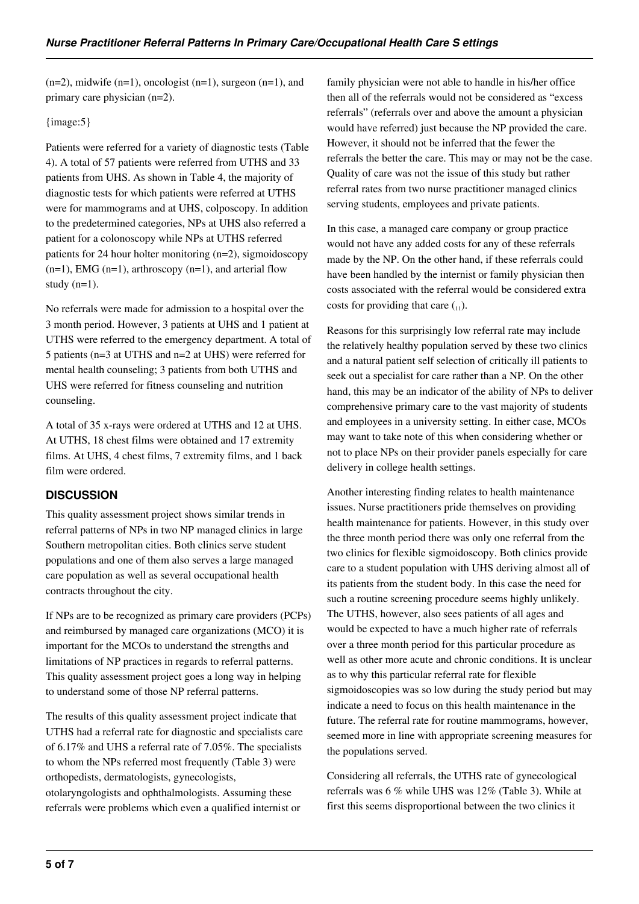(n=2), midwife (n=1), oncologist (n=1), surgeon (n=1), and primary care physician (n=2).

{image:5}

Patients were referred for a variety of diagnostic tests (Table 4). A total of 57 patients were referred from UTHS and 33 patients from UHS. As shown in Table 4, the majority of diagnostic tests for which patients were referred at UTHS were for mammograms and at UHS, colposcopy. In addition to the predetermined categories, NPs at UHS also referred a patient for a colonoscopy while NPs at UTHS referred patients for 24 hour holter monitoring (n=2), sigmoidoscopy (n=1), EMG (n=1), arthroscopy (n=1), and arterial flow study (n=1).

No referrals were made for admission to a hospital over the 3 month period. However, 3 patients at UHS and 1 patient at UTHS were referred to the emergency department. A total of 5 patients (n=3 at UTHS and n=2 at UHS) were referred for mental health counseling; 3 patients from both UTHS and UHS were referred for fitness counseling and nutrition counseling.

A total of 35 x-rays were ordered at UTHS and 12 at UHS. At UTHS, 18 chest films were obtained and 17 extremity films. At UHS, 4 chest films, 7 extremity films, and 1 back film were ordered.

## DISCUSSION

This quality assessment project shows similar trends in referral patterns of NPs in two NP managed clinics in large Southern metropolitan cities. Both clinics serve student populations and one of them also serves a large managed care population as well as several occupational health contracts throughout the city.

If NPs are to be recognized as primary care providers (PCPs) and reimbursed by managed care organizations (MCO) it is important for the MCOs to understand the strengths and limitations of NP practices in regards to referral patterns. This quality assessment project goes a long way in helping to understand some of those NP referral patterns.

The results of this quality assessment project indicate that UTHS had a referral rate for diagnostic and specialists care of 6.17% and UHS a referral rate of 7.05%. The specialists to whom the NPs referred most frequently (Table 3) were orthopedists, dermatologists, gynecologists, otolaryngologists and ophthalmologists. Assuming these referrals were problems which even a qualified internist or family physician were not able to handle in his/her office then all of the referrals would not be considered as "excess referrals" (referrals over and above the amount a physician would have referred) just because the NP provided the care. However, it should not be inferred that the fewer the referrals the better the care. This may or may not be the case. Quality of care was not the issue of this study but rather referral rates from two nurse practitioner managed clinics serving students, employees and private patients.

In this case, a managed care company or group practice would not have any added costs for any of these referrals made by the NP. On the other hand, if these referrals could have been handled by the internist or family physician then costs associated with the referral would be considered extra costs for providing that care (11).

Reasons for this surprisingly low referral rate may include the relatively healthy population served by these two clinics and a natural patient self selection of critically ill patients to seek out a specialist for care rather than a NP. On the other hand, this may be an indicator of the ability of NPs to deliver comprehensive primary care to the vast majority of students and employees in a university setting. In either case, MCOs may want to take note of this when considering whether or not to place NPs on their provider panels especially for care delivery in college health settings.

Another interesting finding relates to health maintenance issues. Nurse practitioners pride themselves on providing health maintenance for patients. However, in this study over the three month period there was only one referral from the two clinics for flexible sigmoidoscopy. Both clinics provide care to a student population with UHS deriving almost all of its patients from the student body. In this case the need for such a routine screening procedure seems highly unlikely. The UTHS, however, also sees patients of all ages and would be expected to have a much higher rate of referrals over a three month period for this particular procedure as well as other more acute and chronic conditions. It is unclear as to why this particular referral rate for flexible sigmoidoscopies was so low during the study period but may indicate a need to focus on this health maintenance in the future. The referral rate for routine mammograms, however, seemed more in line with appropriate screening measures for the populations served.

Considering all referrals, the UTHS rate of gynecological referrals was 6 % while UHS was 12% (Table 3). While at first this seems disproportional between the two clinics it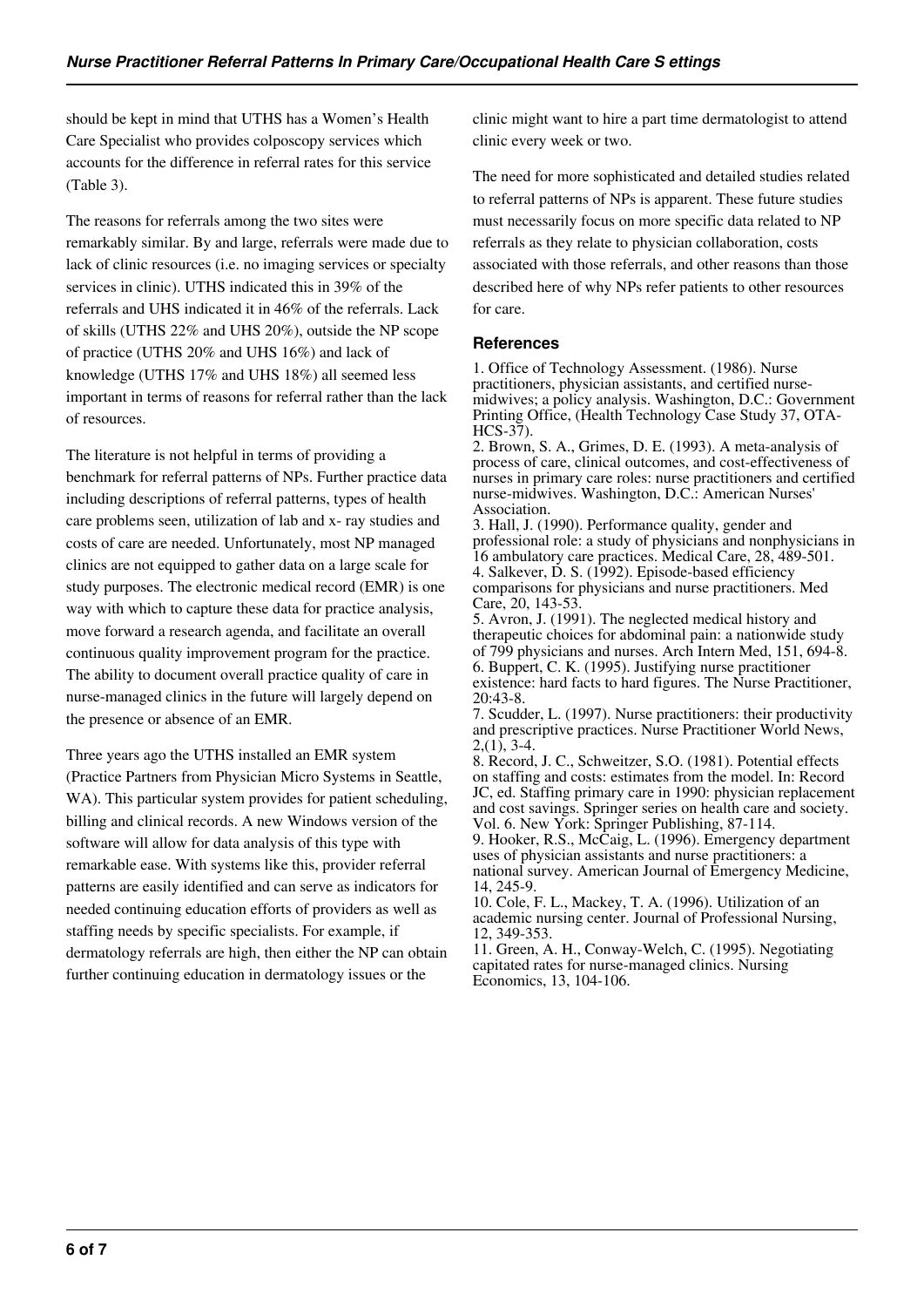should be kept in mind that UTHS has a Women's Health Care Specialist who provides colposcopy services which accounts for the difference in referral rates for this service (Table 3).

The reasons for referrals among the two sites were remarkably similar. By and large, referrals were made due to lack of clinic resources (i.e. no imaging services or specialty services in clinic). UTHS indicated this in 39% of the referrals and UHS indicated it in 46% of the referrals. Lack of skills (UTHS 22% and UHS 20%), outside the NP scope of practice (UTHS 20% and UHS 16%) and lack of knowledge (UTHS 17% and UHS 18%) all seemed less important in terms of reasons for referral rather than the lack of resources.

The literature is not helpful in terms of providing a benchmark for referral patterns of NPs. Further practice data including descriptions of referral patterns, types of health care problems seen, utilization of lab and x- ray studies and costs of care are needed. Unfortunately, most NP managed clinics are not equipped to gather data on a large scale for study purposes. The electronic medical record (EMR) is one way with which to capture these data for practice analysis, move forward a research agenda, and facilitate an overall continuous quality improvement program for the practice. The ability to document overall practice quality of care in nurse-managed clinics in the future will largely depend on the presence or absence of an EMR.

Three years ago the UTHS installed an EMR system (Practice Partners from Physician Micro Systems in Seattle, WA). This particular system provides for patient scheduling, billing and clinical records. A new Windows version of the software will allow for data analysis of this type with remarkable ease. With systems like this, provider referral patterns are easily identified and can serve as indicators for needed continuing education efforts of providers as well as staffing needs by specific specialists. For example, if dermatology referrals are high, then either the NP can obtain further continuing education in dermatology issues or the clinic might want to hire a part time dermatologist to attend clinic every week or two.

The need for more sophisticated and detailed studies related to referral patterns of NPs is apparent. These future studies must necessarily focus on more specific data related to NP referrals as they relate to physician collaboration, costs associated with those referrals, and other reasons than those described here of why NPs refer patients to other resources for care.

## References

1. Office of Technology Assessment. (1986). Nurse practitioners, physician assistants, and certified nurse-midwives; a policy analysis. Washington, D.C.: Government Printing Office, (Health Technology Case Study 37, OTA-HCS-37).
2. Brown, S. A., Grimes, D. E. (1993). A meta-analysis of process of care, clinical outcomes, and cost-effectiveness of nurses in primary care roles: nurse practitioners and certified nurse-midwives. Washington, D.C.: American Nurses' Association.
3. Hall, J. (1990). Performance quality, gender and professional role: a study of physicians and nonphysicians in 16 ambulatory care practices. Medical Care, 28, 489-501.
4. Salkever, D. S. (1992). Episode-based efficiency comparisons for physicians and nurse practitioners. Med Care, 20, 143-53.
5. Avron, J. (1991). The neglected medical history and therapeutic choices for abdominal pain: a nationwide study of 799 physicians and nurses. Arch Intern Med, 151, 694-8.
6. Buppert, C. K. (1995). Justifying nurse practitioner existence: hard facts to hard figures. The Nurse Practitioner, 20:43-8.
7. Scudder, L. (1997). Nurse practitioners: their productivity and prescriptive practices. Nurse Practitioner World News, 2,(1), 3-4.
8. Record, J. C., Schweitzer, S.O. (1981). Potential effects on staffing and costs: estimates from the model. In: Record JC, ed. Staffing primary care in 1990: physician replacement and cost savings. Springer series on health care and society. Vol. 6. New York: Springer Publishing, 87-114.
9. Hooker, R.S., McCaig, L. (1996). Emergency department uses of physician assistants and nurse practitioners: a national survey. American Journal of Emergency Medicine, 14, 245-9.
10. Cole, F. L., Mackey, T. A. (1996). Utilization of an academic nursing center. Journal of Professional Nursing, 12, 349-353.
11. Green, A. H., Conway-Welch, C. (1995). Negotiating capitated rates for nurse-managed clinics. Nursing Economics, 13, 104-106.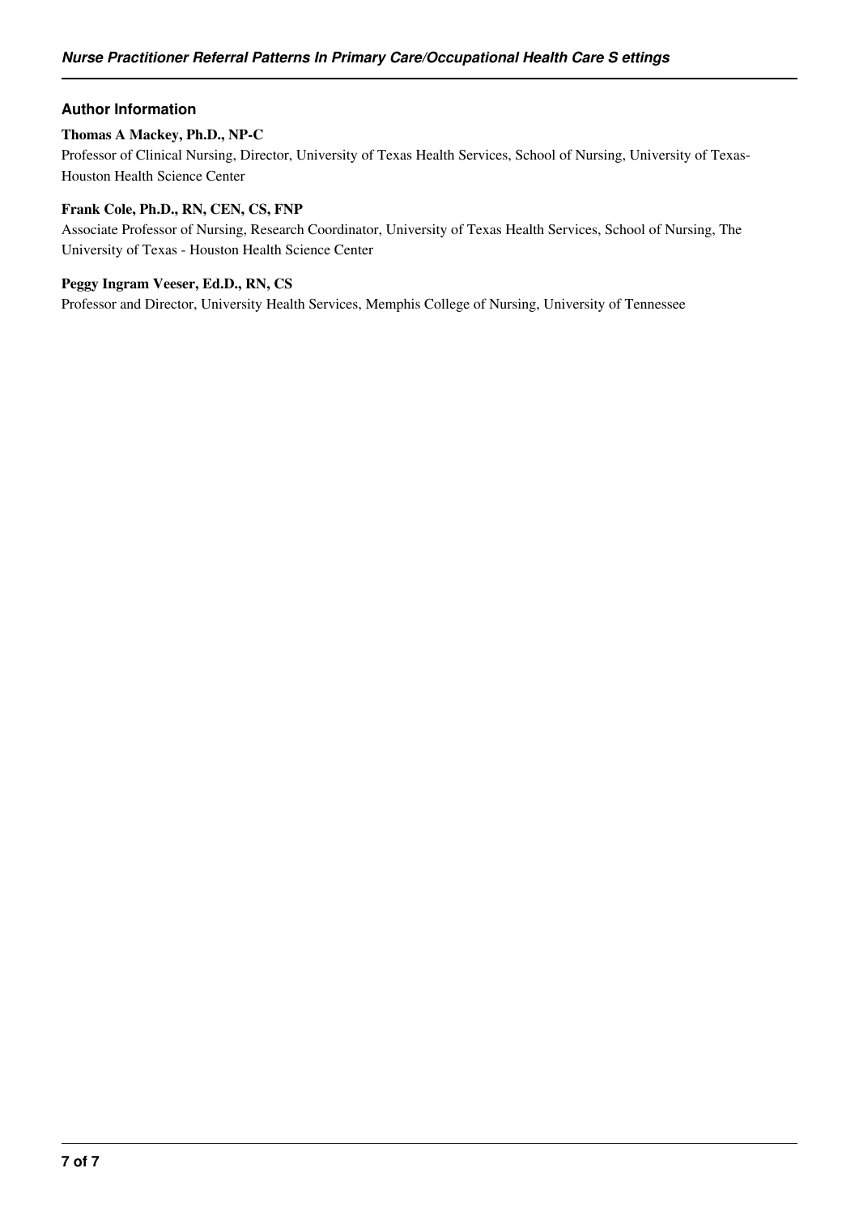## Author Information

**Thomas A Mackey, Ph.D., NP-C**

Professor of Clinical Nursing, Director, University of Texas Health Services, School of Nursing, University of Texas-Houston Health Science Center

**Frank Cole, Ph.D., RN, CEN, CS, FNP**

Associate Professor of Nursing, Research Coordinator, University of Texas Health Services, School of Nursing, The University of Texas - Houston Health Science Center

**Peggy Ingram Veeser, Ed.D., RN, CS**

Professor and Director, University Health Services, Memphis College of Nursing, University of Tennessee